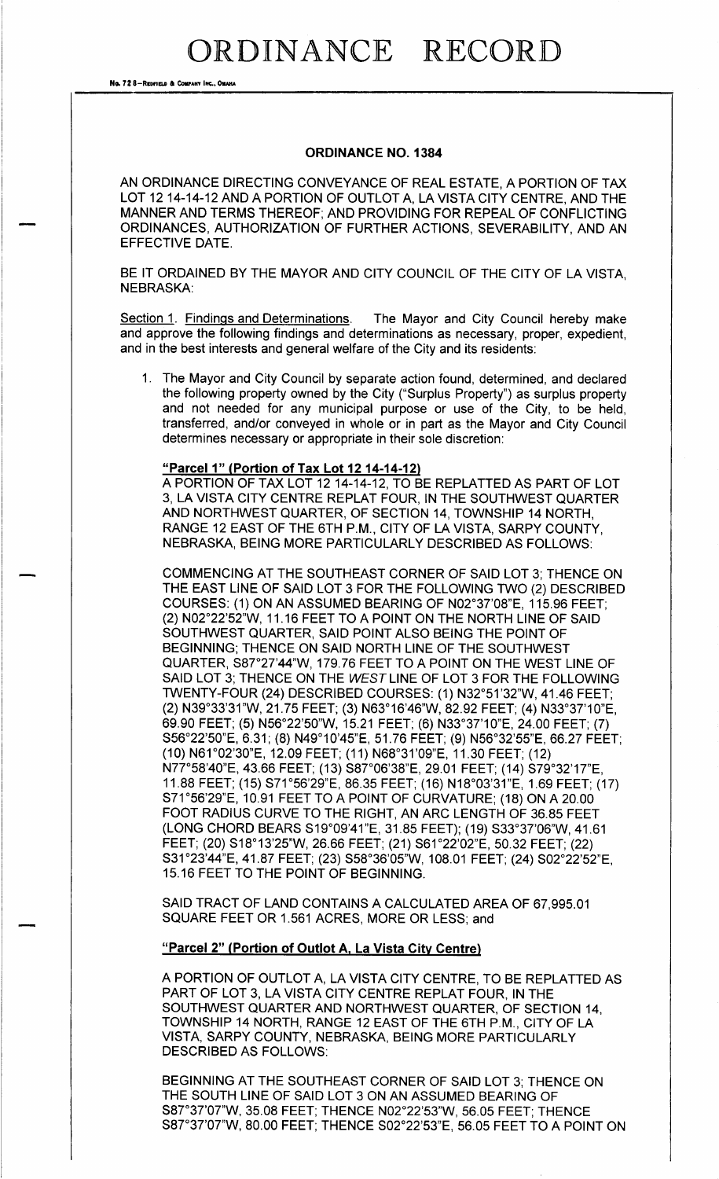# ORDINANCE RECORD

## ORDINANCE NO. 1384

AN ORDINANCE DIRECTING CONVEYANCE OF REAL ESTATE, A PORTION OF TAX LOT 12 14-14-12 AND A PORTION OF OUTLOT A, LA VISTA CITY CENTRE, AND THE MANNER AND TERMS THEREOF; AND PROVIDING FOR REPEAL OF CONFLICTING ORDINANCES, AUTHORIZATION OF FURTHER ACTIONS, SEVERABILITY, AND AN EFFECTIVE DATE.

BE IT ORDAINED BY THE MAYOR AND CITY COUNCIL OF THE CITY OF LA VISTA, NEBRASKA:

Section 1. Findings and Determinations. The Mayor and City Council hereby make and approve the following findings and determinations as necessary, proper, expedient, and in the best interests and general welfare of the City and its residents:

1. The Mayor and City Council by separate action found, determined, and declared the following property owned by the City ("Surplus Property") as surplus property and not needed for any municipal purpose or use of the City, to be held, transferred, and/or conveyed in whole or in part as the Mayor and City Council determines necessary or appropriate in their sole discretion:

**"Parcel 1" (Portion of Tax Lot 12 14-14-12)**

A PORTION OF TAX LOT 12 14-14-12, TO BE REPLATTED AS PART OF LOT 3, LA VISTA CITY CENTRE REPLAT FOUR, IN THE SOUTHWEST QUARTER AND NORTHWEST QUARTER, OF SECTION 14, TOWNSHIP 14 NORTH, RANGE 12 EAST OF THE 6TH P.M., CITY OF LA VISTA, SARPY COUNTY, NEBRASKA, BEING MORE PARTICULARLY DESCRIBED AS FOLLOWS:

COMMENCING AT THE SOUTHEAST CORNER OF SAID LOT 3; THENCE ON THE EAST LINE OF SAID LOT 3 FOR THE FOLLOWING TWO (2) DESCRIBED COURSES: (1) ON AN ASSUMED BEARING OF N02°37'08"E, 115.96 FEET; (2) N02°22'52"W, 11.16 FEET TO A POINT ON THE NORTH LINE OF SAID SOUTHWEST QUARTER, SAID POINT ALSO BEING THE POINT OF BEGINNING; THENCE ON SAID NORTH LINE OF THE SOUTHWEST QUARTER, S87°27'44"W, 179.76 FEET TO A POINT ON THE WEST LINE OF SAID LOT 3; THENCE ON THE *WEST* LINE OF LOT 3 FOR THE FOLLOWING TWENTY-FOUR (24) DESCRIBED COURSES: (1) N32°51'32"W, 41.46 FEET; (2) N39°33'31"W, 21.75 FEET; (3) N63°16'46"W, 82.92 FEET; (4) N33°37'10"E, 69.90 FEET; (5) N56°22'50"W, 15.21 FEET; (6) N33°37'10"E, 24.00 FEET; (7) S56°22'50"E, 6.31; (8) N49°10'45"E, 51.76 FEET; (9) N56°32'55"E, 66.27 FEET; (10) N61°02'30"E, 12.09 FEET; (11) N68°31'09"E, 11.30 FEET; (12) N77°58'40"E, 43.66 FEET; (13) S87°06'38"E, 29.01 FEET; (14) S79°32'17"E, 11.88 FEET; (15) S71°56'29"E, 86.35 FEET; (16) N18°03'31"E, 1.69 FEET; (17) S71°56'29"E, 10.91 FEET TO A POINT OF CURVATURE; (18) ON A 20.00 FOOT RADIUS CURVE TO THE RIGHT, AN ARC LENGTH OF 36.85 FEET (LONG CHORD BEARS S19°09'41"E, 31.85 FEET); (19) S33°37'06"W, 41.61 FEET; (20) S18°13'25"W, 26.66 FEET; (21) S61°22'02"E, 50.32 FEET; (22) S31°23'44"E, 41.87 FEET; (23) S58°36'05"W, 108.01 FEET; (24) S02°22'52"E, 15.16 FEET TO THE POINT OF BEGINNING.

SAID TRACT OF LAND CONTAINS A CALCULATED AREA OF 67,995.01 SQUARE FEET OR 1.561 ACRES, MORE OR LESS; and

**"Parcel 2" (Portion of Outlot A, La Vista City Centre)**

A PORTION OF OUTLOT A, LA VISTA CITY CENTRE, TO BE REPLATTED AS PART OF LOT 3, LA VISTA CITY CENTRE REPLAT FOUR, IN THE SOUTHWEST QUARTER AND NORTHWEST QUARTER, OF SECTION 14, TOWNSHIP 14 NORTH, RANGE 12 EAST OF THE 6TH P.M., CITY OF LA VISTA, SARPY COUNTY, NEBRASKA, BEING MORE PARTICULARLY DESCRIBED AS FOLLOWS:

BEGINNING AT THE SOUTHEAST CORNER OF SAID LOT 3; THENCE ON THE SOUTH LINE OF SAID LOT 3 ON AN ASSUMED BEARING OF S87°37'07"W, 35.08 FEET; THENCE N02°22'53"W, 56.05 FEET; THENCE S87°37'07"W, 80.00 FEET; THENCE S02°22'53"E, 56.05 FEET TO A POINT ON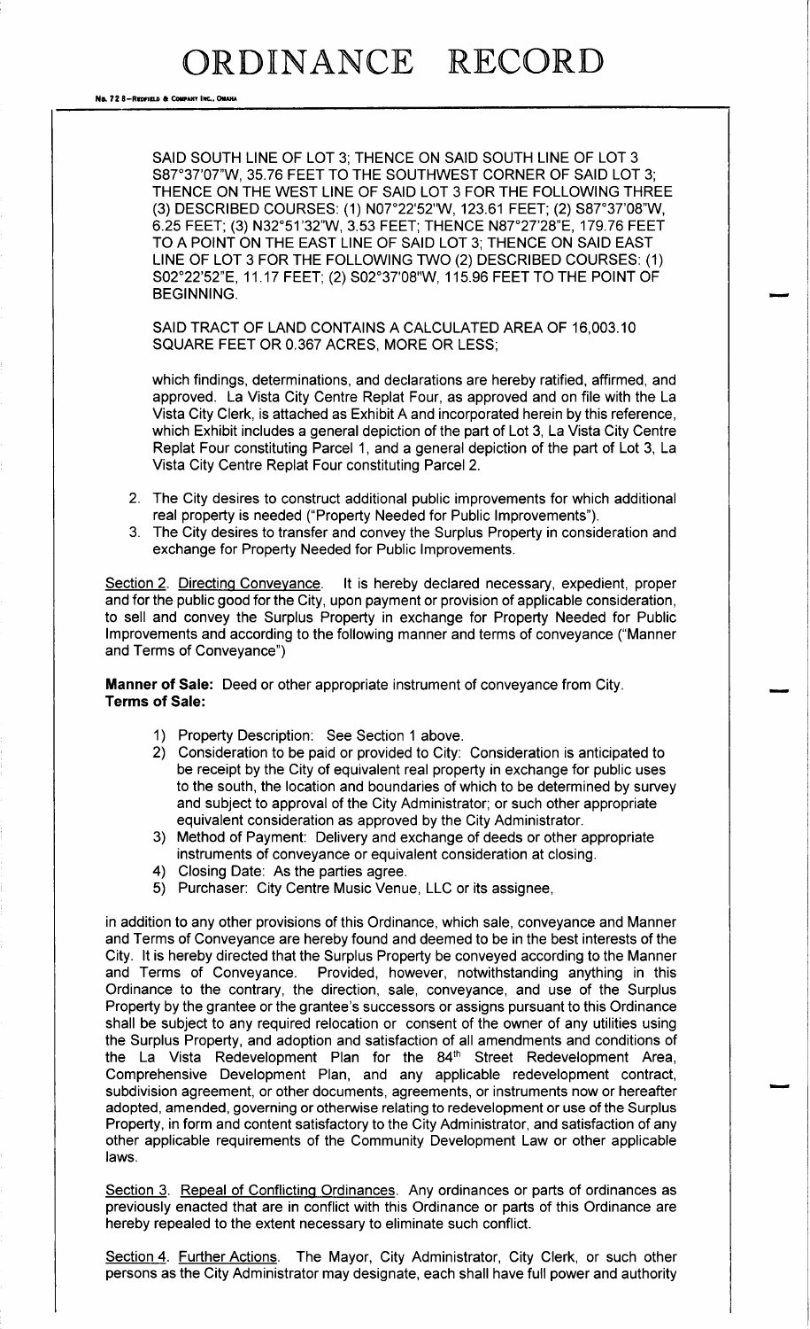SAID SOUTH LINE OF LOT 3; THENCE ON SAID SOUTH LINE OF LOT 3 S87°37'07"W, 35.76 FEET TO THE SOUTHWEST CORNER OF SAID LOT 3; THENCE ON THE WEST LINE OF SAID LOT 3 FOR THE FOLLOWING THREE (3) DESCRIBED COURSES: (1) N07°22'52"W, 123.61 FEET; (2) S87°37'08"W, 6.25 FEET; (3) N32°51'32"W, 3.53 FEET; THENCE N87°27'28"E, 179.76 FEET TO A POINT ON THE EAST LINE OF SAID LOT 3; THENCE ON SAID EAST LINE OF LOT 3 FOR THE FOLLOWING TWO (2) DESCRIBED COURSES: (1) S02°22'52"E, 11.17 FEET; (2) S02°37'08"W, 115.96 FEET TO THE POINT OF BEGINNING.

SAID TRACT OF LAND CONTAINS A CALCULATED AREA OF 16,003.10 SQUARE FEET OR 0.367 ACRES, MORE OR LESS;

which findings, determinations, and declarations are hereby ratified, affirmed, and approved. La Vista City Centre Replat Four, as approved and on file with the La Vista City Clerk, is attached as Exhibit A and incorporated herein by this reference, which Exhibit includes a general depiction of the part of Lot 3, La Vista City Centre Replat Four constituting Parcel 1, and a general depiction of the part of Lot 3, La Vista City Centre Replat Four constituting Parcel 2.

2. The City desires to construct additional public improvements for which additional real property is needed ("Property Needed for Public Improvements").
3. The City desires to transfer and convey the Surplus Property in consideration and exchange for Property Needed for Public Improvements.

Section 2. Directing Conveyance. It is hereby declared necessary, expedient, proper and for the public good for the City, upon payment or provision of applicable consideration, to sell and convey the Surplus Property in exchange for Property Needed for Public Improvements and according to the following manner and terms of conveyance ("Manner and Terms of Conveyance")

**Manner of Sale:** Deed or other appropriate instrument of conveyance from City.
**Terms of Sale:**

1) Property Description: See Section 1 above.
2) Consideration to be paid or provided to City: Consideration is anticipated to be receipt by the City of equivalent real property in exchange for public uses to the south, the location and boundaries of which to be determined by survey and subject to approval of the City Administrator; or such other appropriate equivalent consideration as approved by the City Administrator.
3) Method of Payment: Delivery and exchange of deeds or other appropriate instruments of conveyance or equivalent consideration at closing.
4) Closing Date: As the parties agree.
5) Purchaser: City Centre Music Venue, LLC or its assignee,

in addition to any other provisions of this Ordinance, which sale, conveyance and Manner and Terms of Conveyance are hereby found and deemed to be in the best interests of the City. It is hereby directed that the Surplus Property be conveyed according to the Manner and Terms of Conveyance. Provided, however, notwithstanding anything in this Ordinance to the contrary, the direction, sale, conveyance, and use of the Surplus Property by the grantee or the grantee's successors or assigns pursuant to this Ordinance shall be subject to any required relocation or consent of the owner of any utilities using the Surplus Property, and adoption and satisfaction of all amendments and conditions of the La Vista Redevelopment Plan for the 84th Street Redevelopment Area, Comprehensive Development Plan, and any applicable redevelopment contract, subdivision agreement, or other documents, agreements, or instruments now or hereafter adopted, amended, governing or otherwise relating to redevelopment or use of the Surplus Property, in form and content satisfactory to the City Administrator, and satisfaction of any other applicable requirements of the Community Development Law or other applicable laws.

Section 3. Repeal of Conflicting Ordinances. Any ordinances or parts of ordinances as previously enacted that are in conflict with this Ordinance or parts of this Ordinance are hereby repealed to the extent necessary to eliminate such conflict.

Section 4. Further Actions. The Mayor, City Administrator, City Clerk, or such other persons as the City Administrator may designate, each shall have full power and authority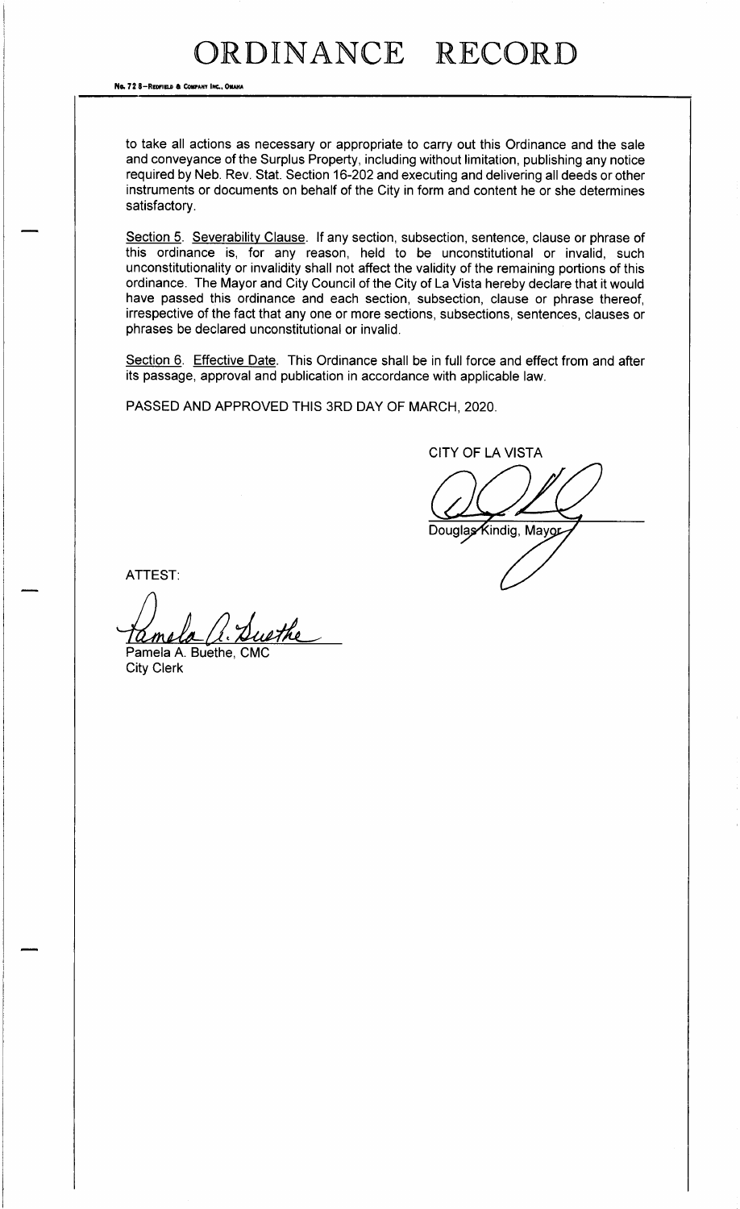# ORDINANCE RECORD

No. 72 8—REDFIELD & COMPANY INC., OMAHA

to take all actions as necessary or appropriate to carry out this Ordinance and the sale and conveyance of the Surplus Property, including without limitation, publishing any notice required by Neb. Rev. Stat. Section 16-202 and executing and delivering all deeds or other instruments or documents on behalf of the City in form and content he or she determines satisfactory.

Section 5. Severability Clause. If any section, subsection, sentence, clause or phrase of this ordinance is, for any reason, held to be unconstitutional or invalid, such unconstitutionality or invalidity shall not affect the validity of the remaining portions of this ordinance. The Mayor and City Council of the City of La Vista hereby declare that it would have passed this ordinance and each section, subsection, clause or phrase thereof, irrespective of the fact that any one or more sections, subsections, sentences, clauses or phrases be declared unconstitutional or invalid.

Section 6. Effective Date. This Ordinance shall be in full force and effect from and after its passage, approval and publication in accordance with applicable law.

PASSED AND APPROVED THIS 3RD DAY OF MARCH, 2020.

CITY OF LA VISTA

Douglas Kindig, Mayor

ATTEST:

Pamela A. Buethe, CMC
City Clerk